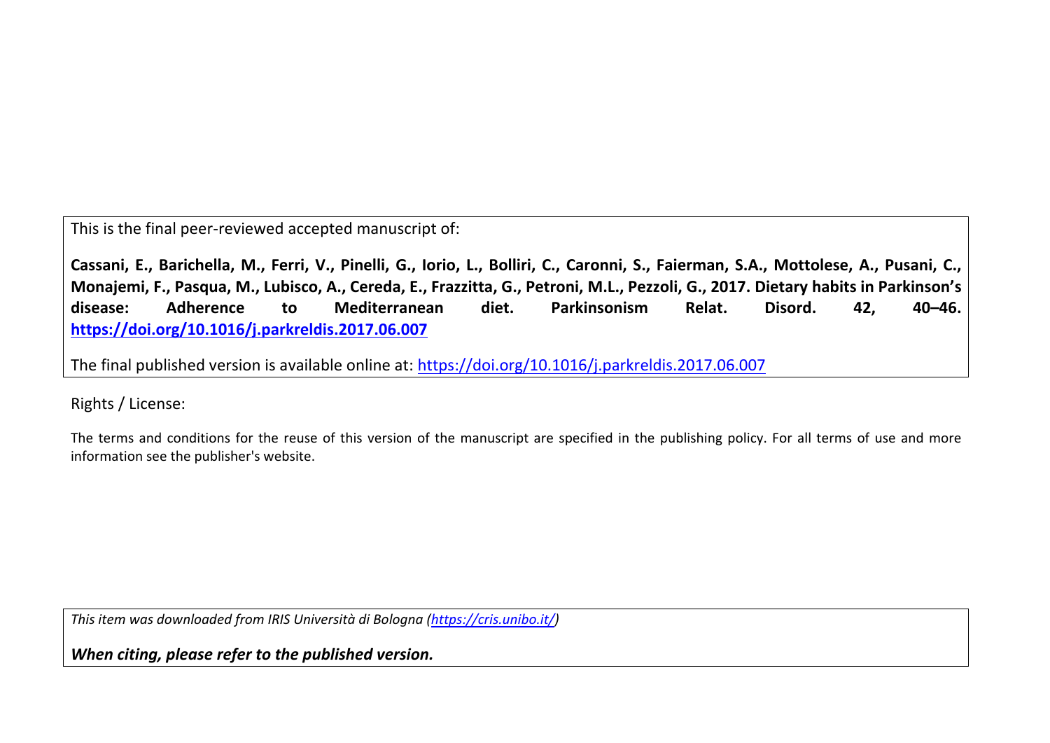This is the final peer-reviewed accepted manuscript of:

**Cassani, E., Barichella, M., Ferri, V., Pinelli, G., Iorio, L., Bolliri, C., Caronni, S., Faierman, S.A., Mottolese, A., Pusani, C., Monajemi, F., Pasqua, M., Lubisco, A., Cereda, E., Frazzitta, G., Petroni, M.L., Pezzoli, G., 2017. Dietary habits in Parkinson's disease: Adherence to Mediterranean diet. Parkinsonism Relat. Disord. 42, 40–46. https://doi.org/10.1016/j.parkreldis.2017.06.007**

The final published version is available online at: https://doi.org/10.1016/j.parkreldis.2017.06.007

Rights / License:

The terms and conditions for the reuse of this version of the manuscript are specified in the publishing policy. For all terms of use and more information see the publisher's website.

*This item was downloaded from IRIS Università di Bologna (https://cris.unibo.it/)*

***When citing, please refer to the published version.***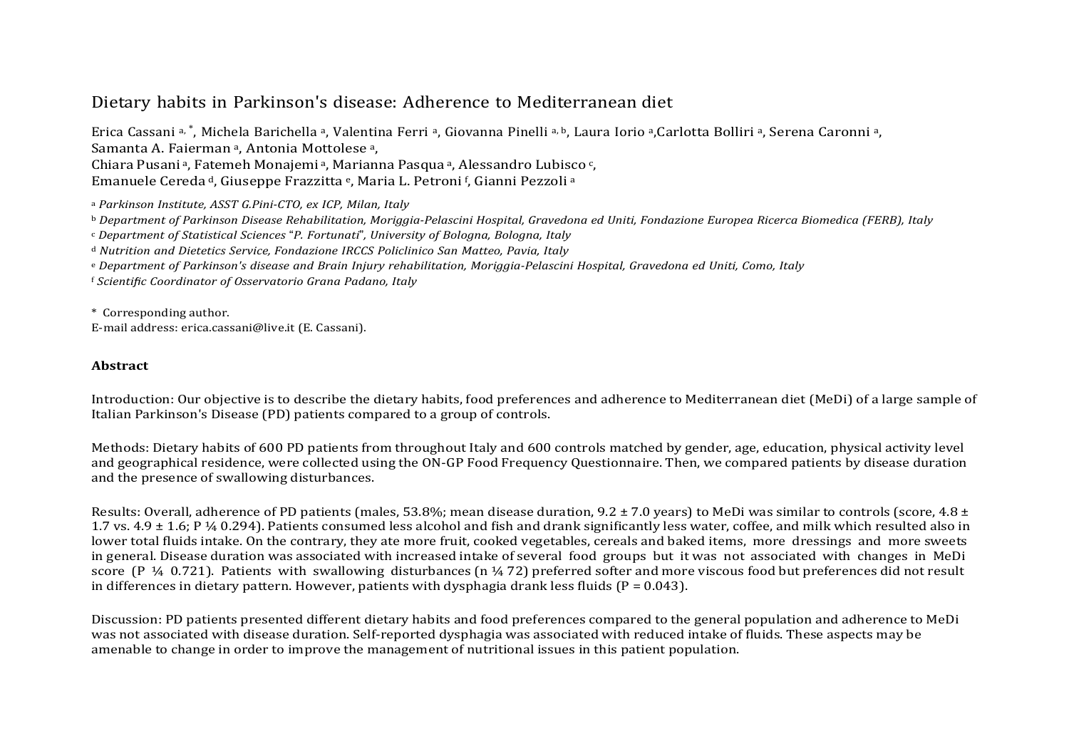# Dietary habits in Parkinson's disease: Adherence to Mediterranean diet

Erica Cassani [a, *], Michela Barichella [a], Valentina Ferri [a], Giovanna Pinelli [a, b], Laura Iorio [a], Carlotta Bolliri [a], Serena Caronni [a], Samanta A. Faierman [a], Antonia Mottolese [a], Chiara Pusani [a], Fatemeh Monajemi [a], Marianna Pasqua [a], Alessandro Lubisco [c], Emanuele Cereda [d], Giuseppe Frazzitta [e], Maria L. Petroni [f], Gianni Pezzoli [a]

[a] *Parkinson Institute, ASST G.Pini-CTO, ex ICP, Milan, Italy*

[b] *Department of Parkinson Disease Rehabilitation, Moriggia-Pelascini Hospital, Gravedona ed Uniti, Fondazione Europea Ricerca Biomedica (FERB), Italy*

[c] *Department of Statistical Sciences "P. Fortunati", University of Bologna, Bologna, Italy*

[d] *Nutrition and Dietetics Service, Fondazione IRCCS Policlinico San Matteo, Pavia, Italy*

[e] *Department of Parkinson's disease and Brain Injury rehabilitation, Moriggia-Pelascini Hospital, Gravedona ed Uniti, Como, Italy*

[f] *Scientific Coordinator of Osservatorio Grana Padano, Italy*

\* Corresponding author.
E-mail address: erica.cassani@live.it (E. Cassani).

**Abstract**

Introduction: Our objective is to describe the dietary habits, food preferences and adherence to Mediterranean diet (MeDi) of a large sample of Italian Parkinson's Disease (PD) patients compared to a group of controls.

Methods: Dietary habits of 600 PD patients from throughout Italy and 600 controls matched by gender, age, education, physical activity level and geographical residence, were collected using the ON-GP Food Frequency Questionnaire. Then, we compared patients by disease duration and the presence of swallowing disturbances.

Results: Overall, adherence of PD patients (males, 53.8%; mean disease duration, 9.2 ± 7.0 years) to MeDi was similar to controls (score, 4.8 ± 1.7 vs. 4.9 ± 1.6; P ¼ 0.294). Patients consumed less alcohol and fish and drank significantly less water, coffee, and milk which resulted also in lower total fluids intake. On the contrary, they ate more fruit, cooked vegetables, cereals and baked items, more dressings and more sweets in general. Disease duration was associated with increased intake of several food groups but it was not associated with changes in MeDi score (P ¼ 0.721). Patients with swallowing disturbances (n ¼ 72) preferred softer and more viscous food but preferences did not result in differences in dietary pattern. However, patients with dysphagia drank less fluids (P = 0.043).

Discussion: PD patients presented different dietary habits and food preferences compared to the general population and adherence to MeDi was not associated with disease duration. Self-reported dysphagia was associated with reduced intake of fluids. These aspects may be amenable to change in order to improve the management of nutritional issues in this patient population.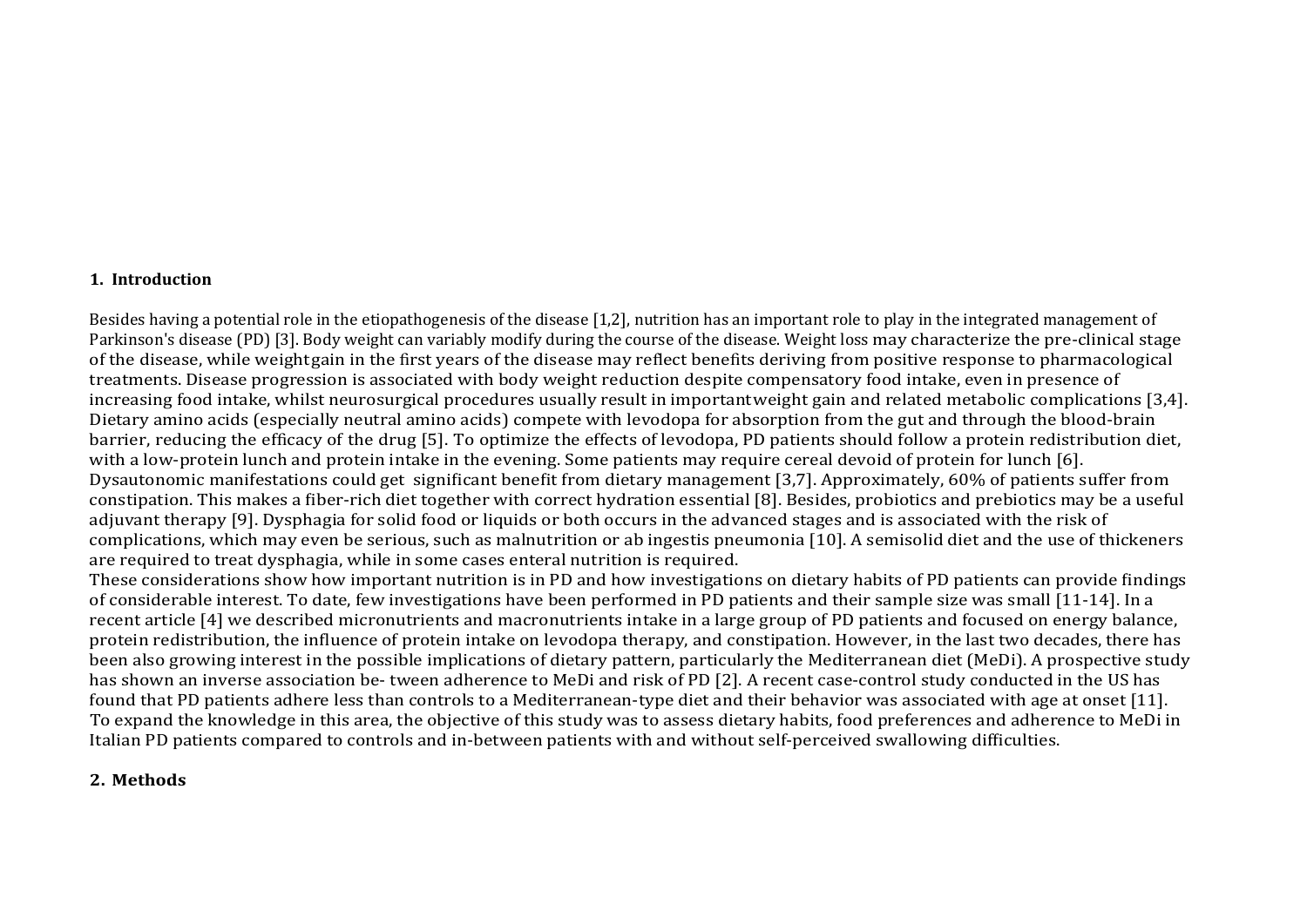## 1. Introduction

Besides having a potential role in the etiopathogenesis of the disease [1,2], nutrition has an important role to play in the integrated management of Parkinson's disease (PD) [3]. Body weight can variably modify during the course of the disease. Weight loss may characterize the pre-clinical stage of the disease, while weight gain in the first years of the disease may reflect benefits deriving from positive response to pharmacological treatments. Disease progression is associated with body weight reduction despite compensatory food intake, even in presence of increasing food intake, whilst neurosurgical procedures usually result in important weight gain and related metabolic complications [3,4]. Dietary amino acids (especially neutral amino acids) compete with levodopa for absorption from the gut and through the blood-brain barrier, reducing the efficacy of the drug [5]. To optimize the effects of levodopa, PD patients should follow a protein redistribution diet, with a low-protein lunch and protein intake in the evening. Some patients may require cereal devoid of protein for lunch [6]. Dysautonomic manifestations could get significant benefit from dietary management [3,7]. Approximately, 60% of patients suffer from constipation. This makes a fiber-rich diet together with correct hydration essential [8]. Besides, probiotics and prebiotics may be a useful adjuvant therapy [9]. Dysphagia for solid food or liquids or both occurs in the advanced stages and is associated with the risk of complications, which may even be serious, such as malnutrition or ab ingestis pneumonia [10]. A semisolid diet and the use of thickeners are required to treat dysphagia, while in some cases enteral nutrition is required.
These considerations show how important nutrition is in PD and how investigations on dietary habits of PD patients can provide findings of considerable interest. To date, few investigations have been performed in PD patients and their sample size was small [11-14]. In a recent article [4] we described micronutrients and macronutrients intake in a large group of PD patients and focused on energy balance, protein redistribution, the influence of protein intake on levodopa therapy, and constipation. However, in the last two decades, there has been also growing interest in the possible implications of dietary pattern, particularly the Mediterranean diet (MeDi). A prospective study has shown an inverse association be- tween adherence to MeDi and risk of PD [2]. A recent case-control study conducted in the US has found that PD patients adhere less than controls to a Mediterranean-type diet and their behavior was associated with age at onset [11]. To expand the knowledge in this area, the objective of this study was to assess dietary habits, food preferences and adherence to MeDi in Italian PD patients compared to controls and in-between patients with and without self-perceived swallowing difficulties.

## 2. Methods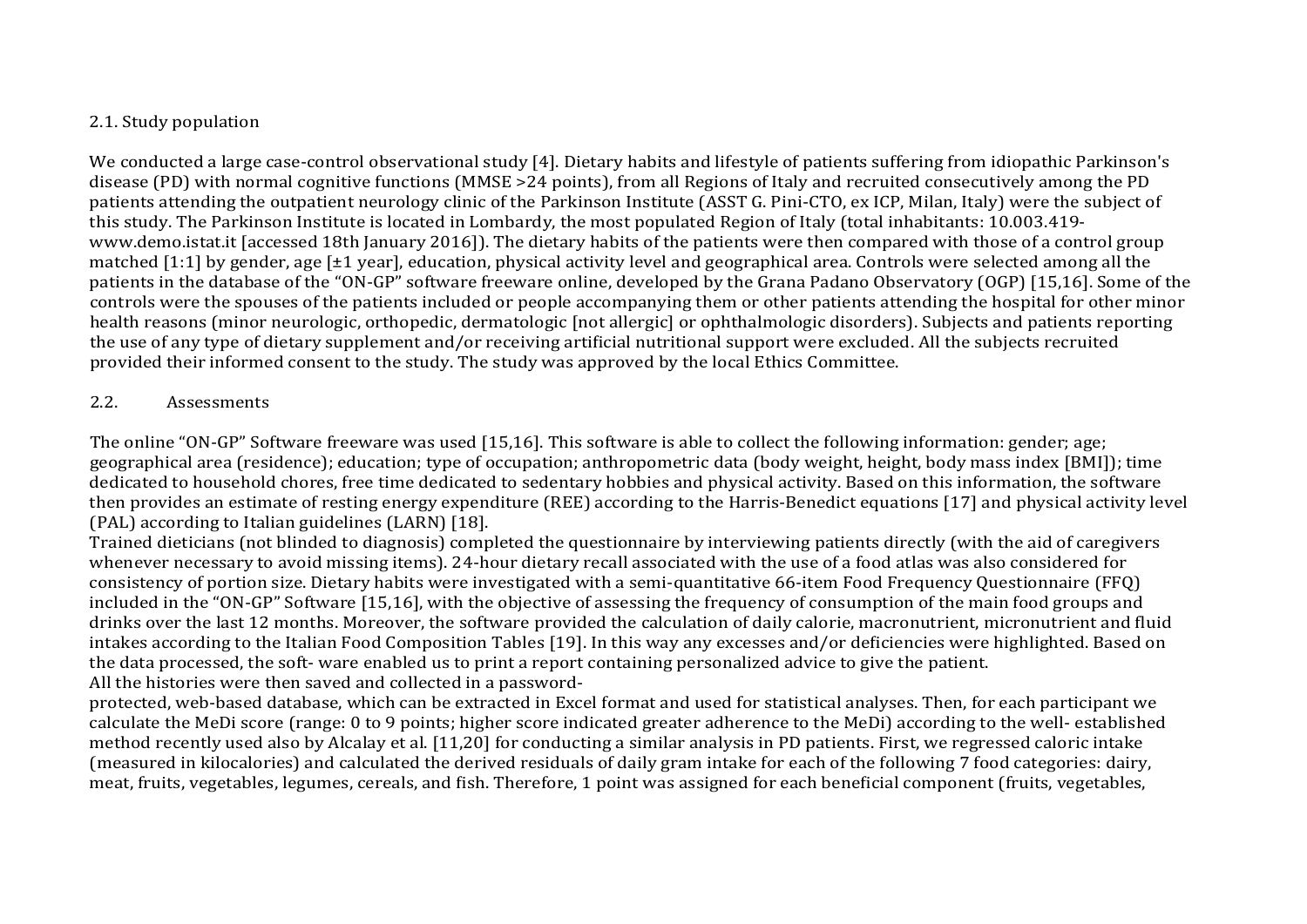## 2.1. Study population

We conducted a large case-control observational study [4]. Dietary habits and lifestyle of patients suffering from idiopathic Parkinson's disease (PD) with normal cognitive functions (MMSE >24 points), from all Regions of Italy and recruited consecutively among the PD patients attending the outpatient neurology clinic of the Parkinson Institute (ASST G. Pini-CTO, ex ICP, Milan, Italy) were the subject of this study. The Parkinson Institute is located in Lombardy, the most populated Region of Italy (total inhabitants: 10.003.419- www.demo.istat.it [accessed 18th January 2016]). The dietary habits of the patients were then compared with those of a control group matched [1:1] by gender, age [±1 year], education, physical activity level and geographical area. Controls were selected among all the patients in the database of the "ON-GP" software freeware online, developed by the Grana Padano Observatory (OGP) [15,16]. Some of the controls were the spouses of the patients included or people accompanying them or other patients attending the hospital for other minor health reasons (minor neurologic, orthopedic, dermatologic [not allergic] or ophthalmologic disorders). Subjects and patients reporting the use of any type of dietary supplement and/or receiving artificial nutritional support were excluded. All the subjects recruited provided their informed consent to the study. The study was approved by the local Ethics Committee.

## 2.2. Assessments

The online "ON-GP" Software freeware was used [15,16]. This software is able to collect the following information: gender; age; geographical area (residence); education; type of occupation; anthropometric data (body weight, height, body mass index [BMI]); time dedicated to household chores, free time dedicated to sedentary hobbies and physical activity. Based on this information, the software then provides an estimate of resting energy expenditure (REE) according to the Harris-Benedict equations [17] and physical activity level (PAL) according to Italian guidelines (LARN) [18].

Trained dieticians (not blinded to diagnosis) completed the questionnaire by interviewing patients directly (with the aid of caregivers whenever necessary to avoid missing items). 24-hour dietary recall associated with the use of a food atlas was also considered for consistency of portion size. Dietary habits were investigated with a semi-quantitative 66-item Food Frequency Questionnaire (FFQ) included in the "ON-GP" Software [15,16], with the objective of assessing the frequency of consumption of the main food groups and drinks over the last 12 months. Moreover, the software provided the calculation of daily calorie, macronutrient, micronutrient and fluid intakes according to the Italian Food Composition Tables [19]. In this way any excesses and/or deficiencies were highlighted. Based on the data processed, the soft- ware enabled us to print a report containing personalized advice to give the patient.

All the histories were then saved and collected in a password-protected, web-based database, which can be extracted in Excel format and used for statistical analyses. Then, for each participant we calculate the MeDi score (range: 0 to 9 points; higher score indicated greater adherence to the MeDi) according to the well- established method recently used also by Alcalay et al. [11,20] for conducting a similar analysis in PD patients. First, we regressed caloric intake (measured in kilocalories) and calculated the derived residuals of daily gram intake for each of the following 7 food categories: dairy, meat, fruits, vegetables, legumes, cereals, and fish. Therefore, 1 point was assigned for each beneficial component (fruits, vegetables,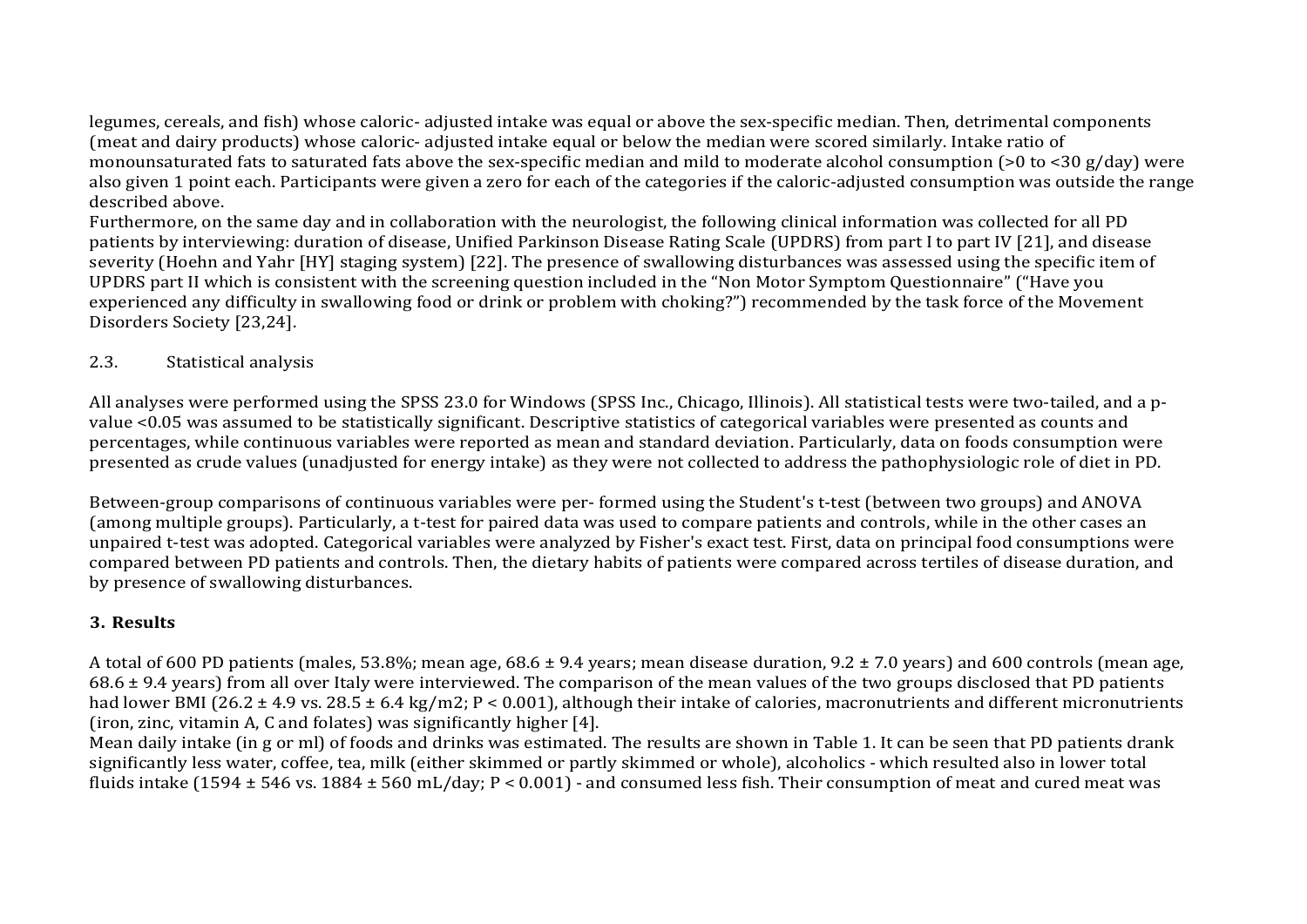legumes, cereals, and fish) whose caloric- adjusted intake was equal or above the sex-specific median. Then, detrimental components (meat and dairy products) whose caloric- adjusted intake equal or below the median were scored similarly. Intake ratio of monounsaturated fats to saturated fats above the sex-specific median and mild to moderate alcohol consumption (>0 to <30 g/day) were also given 1 point each. Participants were given a zero for each of the categories if the caloric-adjusted consumption was outside the range described above.
Furthermore, on the same day and in collaboration with the neurologist, the following clinical information was collected for all PD patients by interviewing: duration of disease, Unified Parkinson Disease Rating Scale (UPDRS) from part I to part IV [21], and disease severity (Hoehn and Yahr [HY] staging system) [22]. The presence of swallowing disturbances was assessed using the specific item of UPDRS part II which is consistent with the screening question included in the "Non Motor Symptom Questionnaire" ("Have you experienced any difficulty in swallowing food or drink or problem with choking?") recommended by the task force of the Movement Disorders Society [23,24].

### 2.3. Statistical analysis

All analyses were performed using the SPSS 23.0 for Windows (SPSS Inc., Chicago, Illinois). All statistical tests were two-tailed, and a p-value <0.05 was assumed to be statistically significant. Descriptive statistics of categorical variables were presented as counts and percentages, while continuous variables were reported as mean and standard deviation. Particularly, data on foods consumption were presented as crude values (unadjusted for energy intake) as they were not collected to address the pathophysiologic role of diet in PD.

Between-group comparisons of continuous variables were per- formed using the Student's t-test (between two groups) and ANOVA (among multiple groups). Particularly, a t-test for paired data was used to compare patients and controls, while in the other cases an unpaired t-test was adopted. Categorical variables were analyzed by Fisher's exact test. First, data on principal food consumptions were compared between PD patients and controls. Then, the dietary habits of patients were compared across tertiles of disease duration, and by presence of swallowing disturbances.

## 3. Results

A total of 600 PD patients (males, 53.8%; mean age, 68.6 ± 9.4 years; mean disease duration, 9.2 ± 7.0 years) and 600 controls (mean age, 68.6 ± 9.4 years) from all over Italy were interviewed. The comparison of the mean values of the two groups disclosed that PD patients had lower BMI (26.2 ± 4.9 vs. 28.5 ± 6.4 kg/m2; $P < 0.001$), although their intake of calories, macronutrients and different micronutrients (iron, zinc, vitamin A, C and folates) was significantly higher [4].
Mean daily intake (in g or ml) of foods and drinks was estimated. The results are shown in Table 1. It can be seen that PD patients drank significantly less water, coffee, tea, milk (either skimmed or partly skimmed or whole), alcoholics - which resulted also in lower total fluids intake (1594 ± 546 vs. 1884 ± 560 mL/day; $P < 0.001$) - and consumed less fish. Their consumption of meat and cured meat was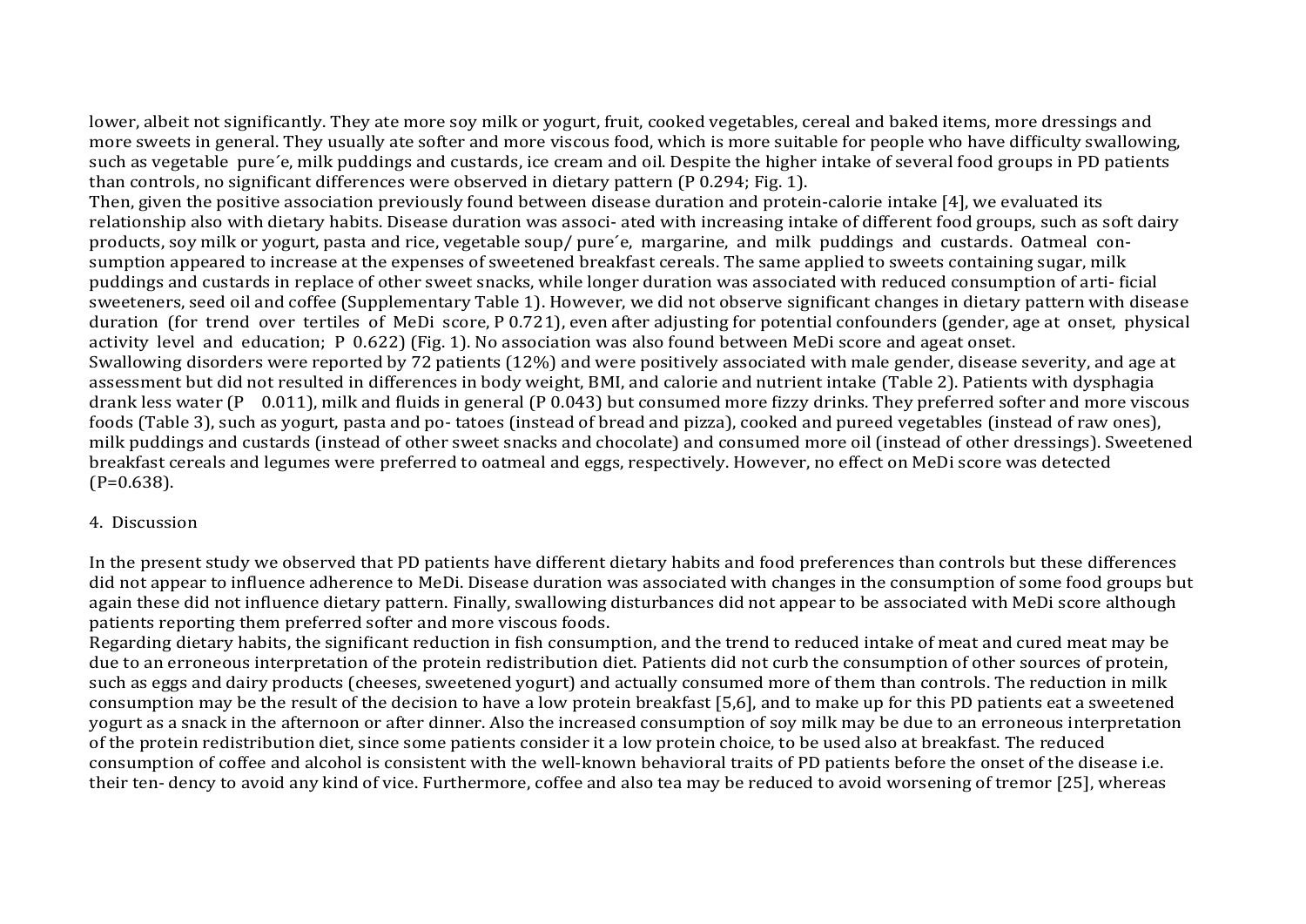lower, albeit not significantly. They ate more soy milk or yogurt, fruit, cooked vegetables, cereal and baked items, more dressings and more sweets in general. They usually ate softer and more viscous food, which is more suitable for people who have difficulty swallowing, such as vegetable pure´e, milk puddings and custards, ice cream and oil. Despite the higher intake of several food groups in PD patients than controls, no significant differences were observed in dietary pattern (P 0.294; Fig. 1).

Then, given the positive association previously found between disease duration and protein-calorie intake [4], we evaluated its relationship also with dietary habits. Disease duration was associ- ated with increasing intake of different food groups, such as soft dairy products, soy milk or yogurt, pasta and rice, vegetable soup/ pure´e, margarine, and milk puddings and custards. Oatmeal con- sumption appeared to increase at the expenses of sweetened breakfast cereals. The same applied to sweets containing sugar, milk puddings and custards in replace of other sweet snacks, while longer duration was associated with reduced consumption of arti- ficial sweeteners, seed oil and coffee (Supplementary Table 1). However, we did not observe significant changes in dietary pattern with disease duration (for trend over tertiles of MeDi score, P 0.721), even after adjusting for potential confounders (gender, age at onset, physical activity level and education; P 0.622) (Fig. 1). No association was also found between MeDi score and ageat onset.

Swallowing disorders were reported by 72 patients (12%) and were positively associated with male gender, disease severity, and age at assessment but did not resulted in differences in body weight, BMI, and calorie and nutrient intake (Table 2). Patients with dysphagia drank less water (P 0.011), milk and fluids in general (P 0.043) but consumed more fizzy drinks. They preferred softer and more viscous foods (Table 3), such as yogurt, pasta and po- tatoes (instead of bread and pizza), cooked and pureed vegetables (instead of raw ones), milk puddings and custards (instead of other sweet snacks and chocolate) and consumed more oil (instead of other dressings). Sweetened breakfast cereals and legumes were preferred to oatmeal and eggs, respectively. However, no effect on MeDi score was detected (P=0.638).

## 4. Discussion

In the present study we observed that PD patients have different dietary habits and food preferences than controls but these differences did not appear to influence adherence to MeDi. Disease duration was associated with changes in the consumption of some food groups but again these did not influence dietary pattern. Finally, swallowing disturbances did not appear to be associated with MeDi score although patients reporting them preferred softer and more viscous foods.

Regarding dietary habits, the significant reduction in fish consumption, and the trend to reduced intake of meat and cured meat may be due to an erroneous interpretation of the protein redistribution diet. Patients did not curb the consumption of other sources of protein, such as eggs and dairy products (cheeses, sweetened yogurt) and actually consumed more of them than controls. The reduction in milk consumption may be the result of the decision to have a low protein breakfast [5,6], and to make up for this PD patients eat a sweetened yogurt as a snack in the afternoon or after dinner. Also the increased consumption of soy milk may be due to an erroneous interpretation of the protein redistribution diet, since some patients consider it a low protein choice, to be used also at breakfast. The reduced consumption of coffee and alcohol is consistent with the well-known behavioral traits of PD patients before the onset of the disease i.e. their ten- dency to avoid any kind of vice. Furthermore, coffee and also tea may be reduced to avoid worsening of tremor [25], whereas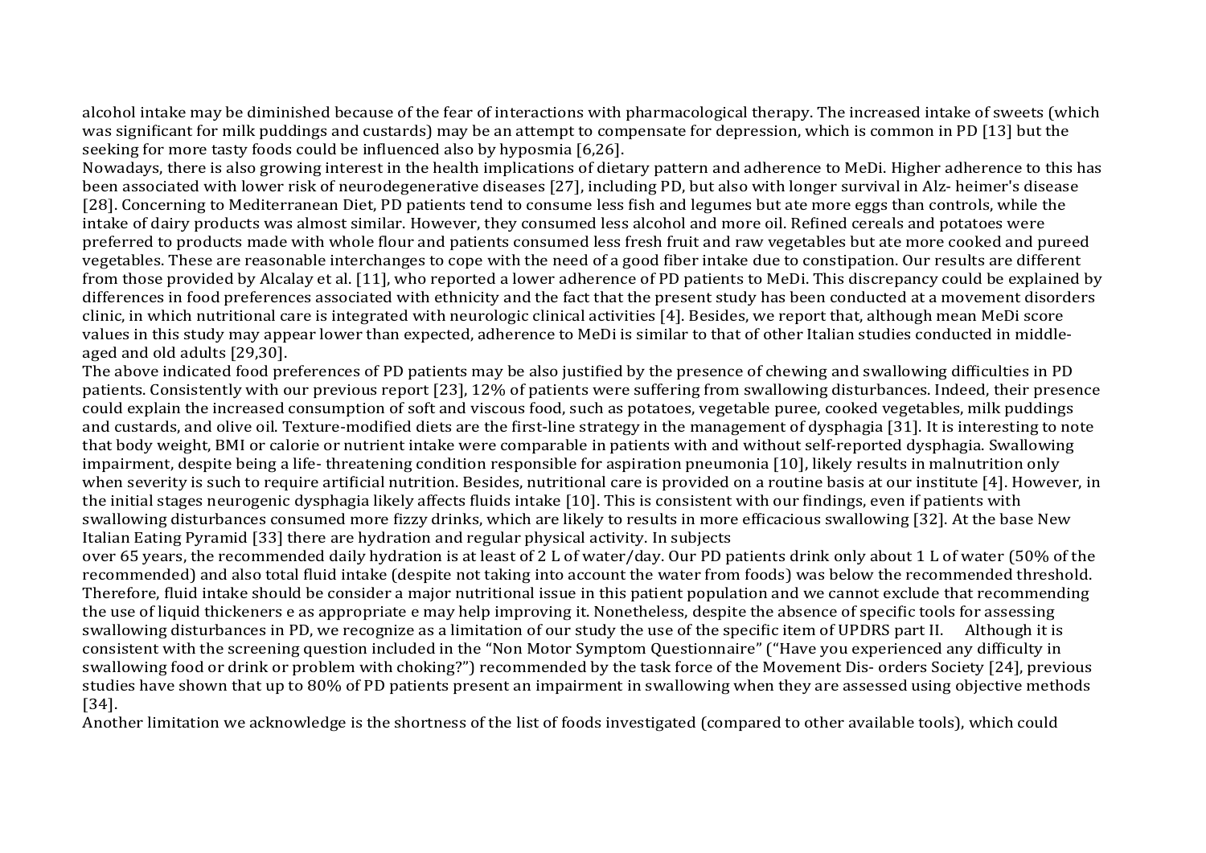alcohol intake may be diminished because of the fear of interactions with pharmacological therapy. The increased intake of sweets (which was significant for milk puddings and custards) may be an attempt to compensate for depression, which is common in PD [13] but the seeking for more tasty foods could be influenced also by hyposmia [6,26].

Nowadays, there is also growing interest in the health implications of dietary pattern and adherence to MeDi. Higher adherence to this has been associated with lower risk of neurodegenerative diseases [27], including PD, but also with longer survival in Alz- heimer's disease [28]. Concerning to Mediterranean Diet, PD patients tend to consume less fish and legumes but ate more eggs than controls, while the intake of dairy products was almost similar. However, they consumed less alcohol and more oil. Refined cereals and potatoes were preferred to products made with whole flour and patients consumed less fresh fruit and raw vegetables but ate more cooked and pureed vegetables. These are reasonable interchanges to cope with the need of a good fiber intake due to constipation. Our results are different from those provided by Alcalay et al. [11], who reported a lower adherence of PD patients to MeDi. This discrepancy could be explained by differences in food preferences associated with ethnicity and the fact that the present study has been conducted at a movement disorders clinic, in which nutritional care is integrated with neurologic clinical activities [4]. Besides, we report that, although mean MeDi score values in this study may appear lower than expected, adherence to MeDi is similar to that of other Italian studies conducted in middle-aged and old adults [29,30].

The above indicated food preferences of PD patients may be also justified by the presence of chewing and swallowing difficulties in PD patients. Consistently with our previous report [23], 12% of patients were suffering from swallowing disturbances. Indeed, their presence could explain the increased consumption of soft and viscous food, such as potatoes, vegetable puree, cooked vegetables, milk puddings and custards, and olive oil. Texture-modified diets are the first-line strategy in the management of dysphagia [31]. It is interesting to note that body weight, BMI or calorie or nutrient intake were comparable in patients with and without self-reported dysphagia. Swallowing impairment, despite being a life- threatening condition responsible for aspiration pneumonia [10], likely results in malnutrition only when severity is such to require artificial nutrition. Besides, nutritional care is provided on a routine basis at our institute [4]. However, in the initial stages neurogenic dysphagia likely affects fluids intake [10]. This is consistent with our findings, even if patients with swallowing disturbances consumed more fizzy drinks, which are likely to results in more efficacious swallowing [32]. At the base New Italian Eating Pyramid [33] there are hydration and regular physical activity. In subjects over 65 years, the recommended daily hydration is at least of 2 L of water/day. Our PD patients drink only about 1 L of water (50% of the recommended) and also total fluid intake (despite not taking into account the water from foods) was below the recommended threshold. Therefore, fluid intake should be consider a major nutritional issue in this patient population and we cannot exclude that recommending the use of liquid thickeners e as appropriate e may help improving it. Nonetheless, despite the absence of specific tools for assessing swallowing disturbances in PD, we recognize as a limitation of our study the use of the specific item of UPDRS part II. Although it is consistent with the screening question included in the "Non Motor Symptom Questionnaire" ("Have you experienced any difficulty in swallowing food or drink or problem with choking?") recommended by the task force of the Movement Dis- orders Society [24], previous studies have shown that up to 80% of PD patients present an impairment in swallowing when they are assessed using objective methods [34].

Another limitation we acknowledge is the shortness of the list of foods investigated (compared to other available tools), which could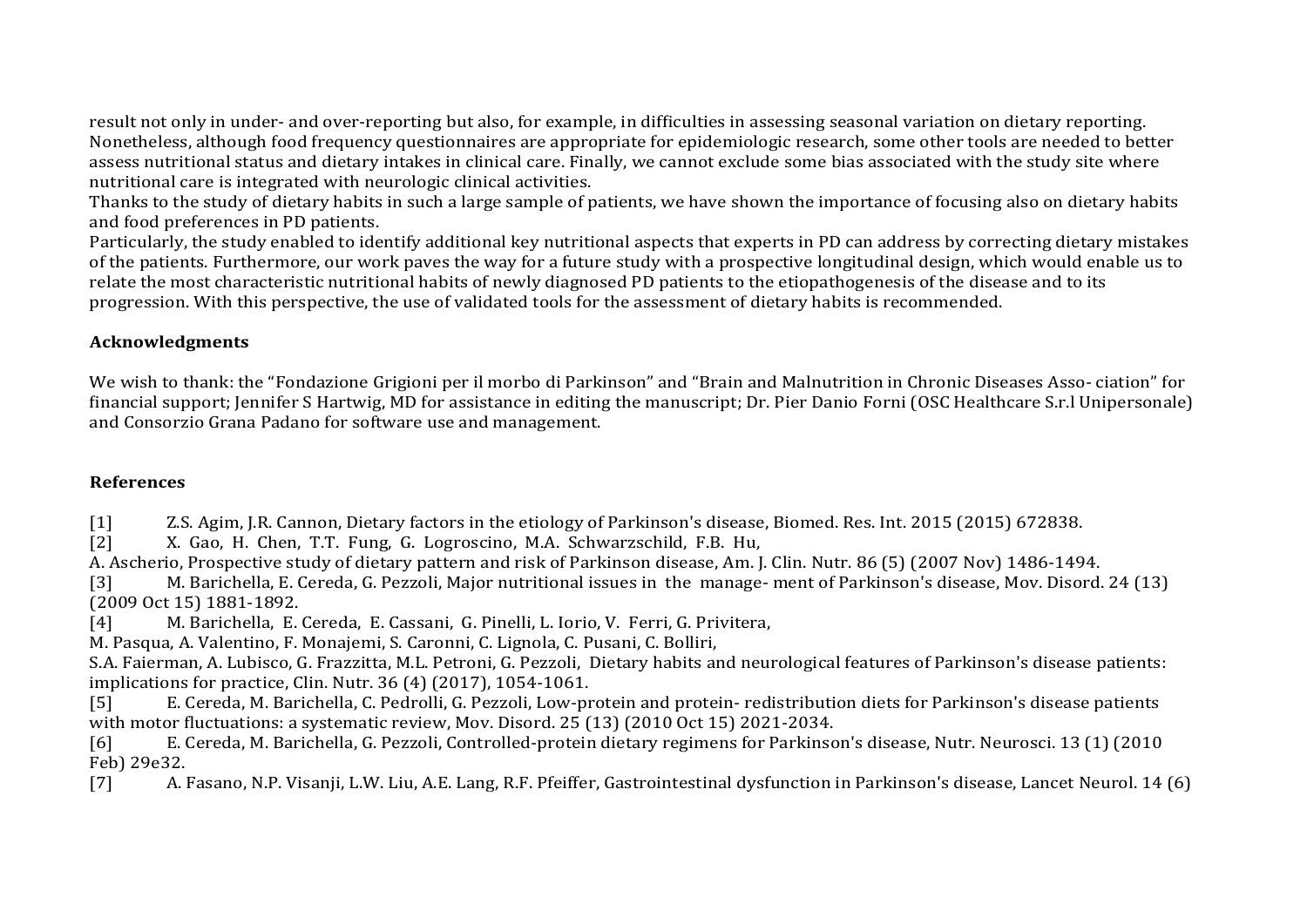result not only in under- and over-reporting but also, for example, in difficulties in assessing seasonal variation on dietary reporting. Nonetheless, although food frequency questionnaires are appropriate for epidemiologic research, some other tools are needed to better assess nutritional status and dietary intakes in clinical care. Finally, we cannot exclude some bias associated with the study site where nutritional care is integrated with neurologic clinical activities.

Thanks to the study of dietary habits in such a large sample of patients, we have shown the importance of focusing also on dietary habits and food preferences in PD patients.

Particularly, the study enabled to identify additional key nutritional aspects that experts in PD can address by correcting dietary mistakes of the patients. Furthermore, our work paves the way for a future study with a prospective longitudinal design, which would enable us to relate the most characteristic nutritional habits of newly diagnosed PD patients to the etiopathogenesis of the disease and to its progression. With this perspective, the use of validated tools for the assessment of dietary habits is recommended.

## Acknowledgments

We wish to thank: the "Fondazione Grigioni per il morbo di Parkinson" and "Brain and Malnutrition in Chronic Diseases Asso- ciation" for financial support; Jennifer S Hartwig, MD for assistance in editing the manuscript; Dr. Pier Danio Forni (OSC Healthcare S.r.l Unipersonale) and Consorzio Grana Padano for software use and management.

## References

[1] Z.S. Agim, J.R. Cannon, Dietary factors in the etiology of Parkinson's disease, Biomed. Res. Int. 2015 (2015) 672838.

[2] X. Gao, H. Chen, T.T. Fung, G. Logroscino, M.A. Schwarzschild, F.B. Hu, A. Ascherio, Prospective study of dietary pattern and risk of Parkinson disease, Am. J. Clin. Nutr. 86 (5) (2007 Nov) 1486-1494.

[3] M. Barichella, E. Cereda, G. Pezzoli, Major nutritional issues in the manage- ment of Parkinson's disease, Mov. Disord. 24 (13) (2009 Oct 15) 1881-1892.

[4] M. Barichella, E. Cereda, E. Cassani, G. Pinelli, L. Iorio, V. Ferri, G. Privitera, M. Pasqua, A. Valentino, F. Monajemi, S. Caronni, C. Lignola, C. Pusani, C. Bolliri, S.A. Faierman, A. Lubisco, G. Frazzitta, M.L. Petroni, G. Pezzoli, Dietary habits and neurological features of Parkinson's disease patients: implications for practice, Clin. Nutr. 36 (4) (2017), 1054-1061.

[5] E. Cereda, M. Barichella, C. Pedrolli, G. Pezzoli, Low-protein and protein- redistribution diets for Parkinson's disease patients with motor fluctuations: a systematic review, Mov. Disord. 25 (13) (2010 Oct 15) 2021-2034.

[6] E. Cereda, M. Barichella, G. Pezzoli, Controlled-protein dietary regimens for Parkinson's disease, Nutr. Neurosci. 13 (1) (2010 Feb) 29e32.

[7] A. Fasano, N.P. Visanji, L.W. Liu, A.E. Lang, R.F. Pfeiffer, Gastrointestinal dysfunction in Parkinson's disease, Lancet Neurol. 14 (6)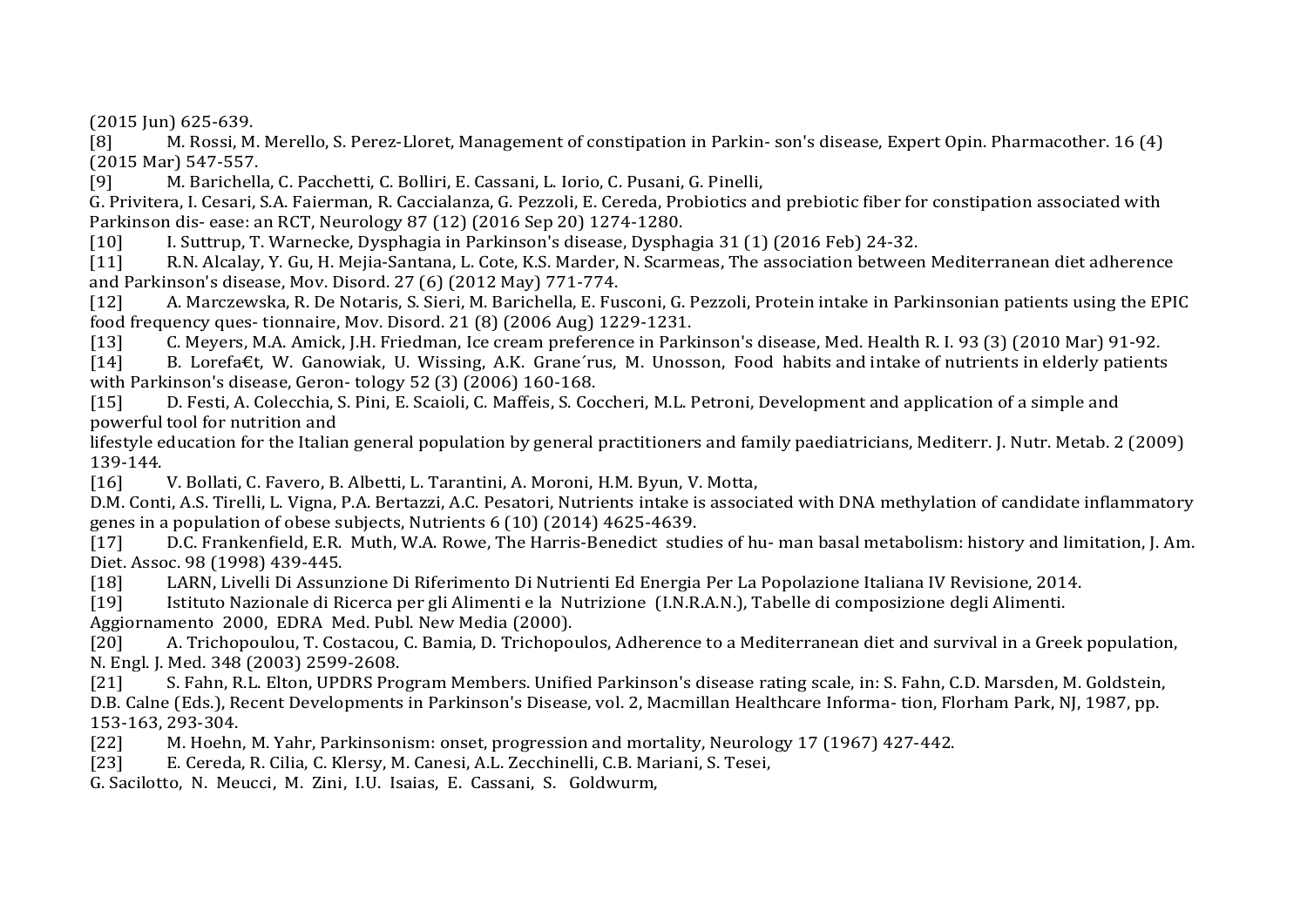(2015 Jun) 625-639.

[8] M. Rossi, M. Merello, S. Perez-Lloret, Management of constipation in Parkin- son's disease, Expert Opin. Pharmacother. 16 (4) (2015 Mar) 547-557.

[9] M. Barichella, C. Pacchetti, C. Bolliri, E. Cassani, L. Iorio, C. Pusani, G. Pinelli, G. Privitera, I. Cesari, S.A. Faierman, R. Caccialanza, G. Pezzoli, E. Cereda, Probiotics and prebiotic fiber for constipation associated with Parkinson dis- ease: an RCT, Neurology 87 (12) (2016 Sep 20) 1274-1280.

[10] I. Suttrup, T. Warnecke, Dysphagia in Parkinson's disease, Dysphagia 31 (1) (2016 Feb) 24-32.

[11] R.N. Alcalay, Y. Gu, H. Mejia-Santana, L. Cote, K.S. Marder, N. Scarmeas, The association between Mediterranean diet adherence and Parkinson's disease, Mov. Disord. 27 (6) (2012 May) 771-774.

[12] A. Marczewska, R. De Notaris, S. Sieri, M. Barichella, E. Fusconi, G. Pezzoli, Protein intake in Parkinsonian patients using the EPIC food frequency ques- tionnaire, Mov. Disord. 21 (8) (2006 Aug) 1229-1231.

[13] C. Meyers, M.A. Amick, J.H. Friedman, Ice cream preference in Parkinson's disease, Med. Health R. I. 93 (3) (2010 Mar) 91-92.

[14] B. Lorefa€t, W. Ganowiak, U. Wissing, A.K. Grane´rus, M. Unosson, Food habits and intake of nutrients in elderly patients with Parkinson's disease, Geron- tology 52 (3) (2006) 160-168.

[15] D. Festi, A. Colecchia, S. Pini, E. Scaioli, C. Maffeis, S. Coccheri, M.L. Petroni, Development and application of a simple and powerful tool for nutrition and lifestyle education for the Italian general population by general practitioners and family paediatricians, Mediterr. J. Nutr. Metab. 2 (2009) 139-144.

[16] V. Bollati, C. Favero, B. Albetti, L. Tarantini, A. Moroni, H.M. Byun, V. Motta, D.M. Conti, A.S. Tirelli, L. Vigna, P.A. Bertazzi, A.C. Pesatori, Nutrients intake is associated with DNA methylation of candidate inflammatory genes in a population of obese subjects, Nutrients 6 (10) (2014) 4625-4639.

[17] D.C. Frankenfield, E.R. Muth, W.A. Rowe, The Harris-Benedict studies of hu- man basal metabolism: history and limitation, J. Am. Diet. Assoc. 98 (1998) 439-445.

[18] LARN, Livelli Di Assunzione Di Riferimento Di Nutrienti Ed Energia Per La Popolazione Italiana IV Revisione, 2014.

[19] Istituto Nazionale di Ricerca per gli Alimenti e la Nutrizione (I.N.R.A.N.), Tabelle di composizione degli Alimenti. Aggiornamento 2000, EDRA Med. Publ. New Media (2000).

[20] A. Trichopoulou, T. Costacou, C. Bamia, D. Trichopoulos, Adherence to a Mediterranean diet and survival in a Greek population, N. Engl. J. Med. 348 (2003) 2599-2608.

[21] S. Fahn, R.L. Elton, UPDRS Program Members. Unified Parkinson's disease rating scale, in: S. Fahn, C.D. Marsden, M. Goldstein, D.B. Calne (Eds.), Recent Developments in Parkinson's Disease, vol. 2, Macmillan Healthcare Informa- tion, Florham Park, NJ, 1987, pp. 153-163, 293-304.

[22] M. Hoehn, M. Yahr, Parkinsonism: onset, progression and mortality, Neurology 17 (1967) 427-442.

[23] E. Cereda, R. Cilia, C. Klersy, M. Canesi, A.L. Zecchinelli, C.B. Mariani, S. Tesei, G. Sacilotto, N. Meucci, M. Zini, I.U. Isaias, E. Cassani, S. Goldwurm,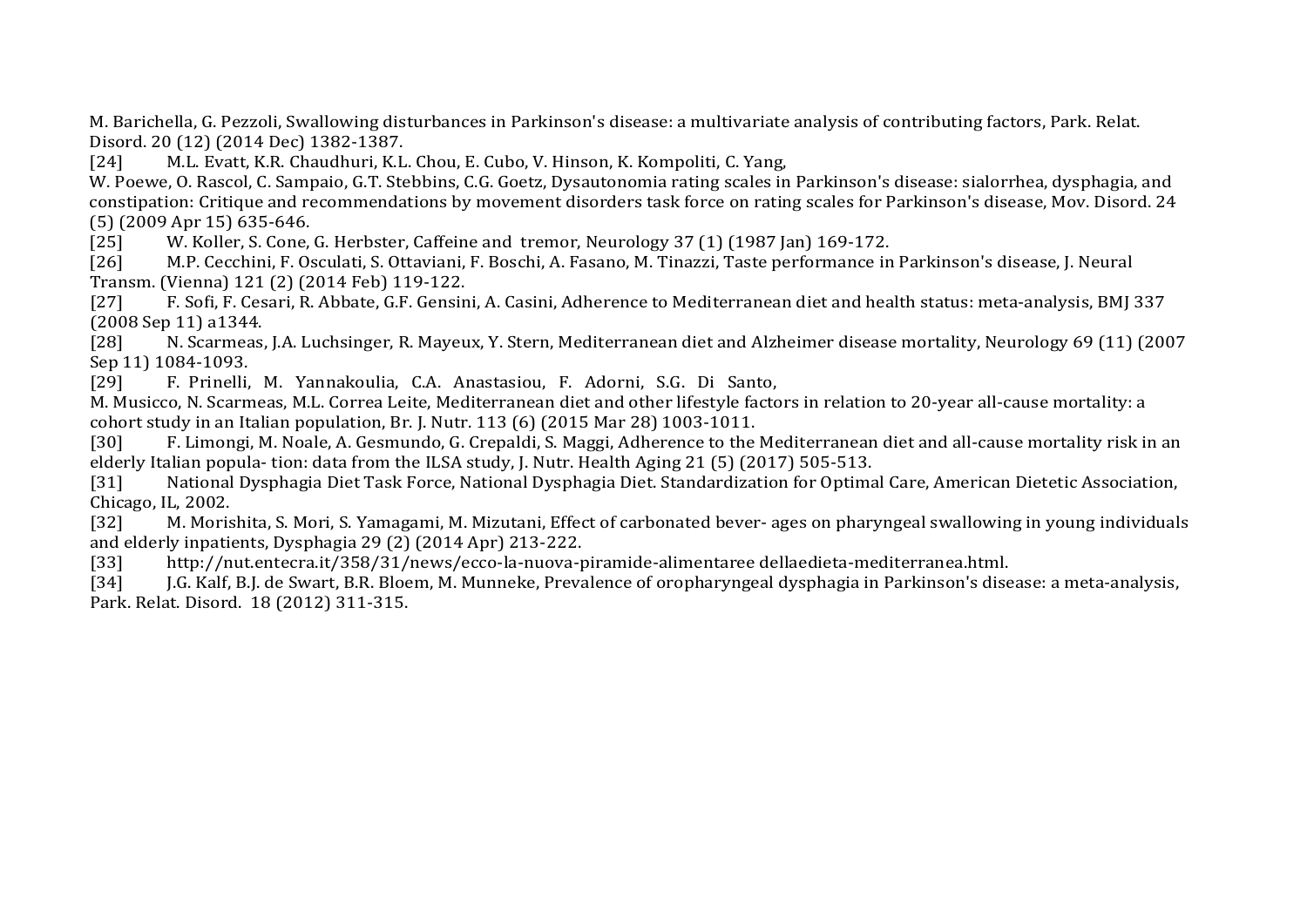M. Barichella, G. Pezzoli, Swallowing disturbances in Parkinson's disease: a multivariate analysis of contributing factors, Park. Relat. Disord. 20 (12) (2014 Dec) 1382-1387.

[24] M.L. Evatt, K.R. Chaudhuri, K.L. Chou, E. Cubo, V. Hinson, K. Kompoliti, C. Yang, W. Poewe, O. Rascol, C. Sampaio, G.T. Stebbins, C.G. Goetz, Dysautonomia rating scales in Parkinson's disease: sialorrhea, dysphagia, and constipation: Critique and recommendations by movement disorders task force on rating scales for Parkinson's disease, Mov. Disord. 24 (5) (2009 Apr 15) 635-646.

[25] W. Koller, S. Cone, G. Herbster, Caffeine and tremor, Neurology 37 (1) (1987 Jan) 169-172.

[26] M.P. Cecchini, F. Osculati, S. Ottaviani, F. Boschi, A. Fasano, M. Tinazzi, Taste performance in Parkinson's disease, J. Neural Transm. (Vienna) 121 (2) (2014 Feb) 119-122.

[27] F. Sofi, F. Cesari, R. Abbate, G.F. Gensini, A. Casini, Adherence to Mediterranean diet and health status: meta-analysis, BMJ 337 (2008 Sep 11) a1344.

[28] N. Scarmeas, J.A. Luchsinger, R. Mayeux, Y. Stern, Mediterranean diet and Alzheimer disease mortality, Neurology 69 (11) (2007 Sep 11) 1084-1093.

[29] F. Prinelli, M. Yannakoulia, C.A. Anastasiou, F. Adorni, S.G. Di Santo, M. Musicco, N. Scarmeas, M.L. Correa Leite, Mediterranean diet and other lifestyle factors in relation to 20-year all-cause mortality: a cohort study in an Italian population, Br. J. Nutr. 113 (6) (2015 Mar 28) 1003-1011.

[30] F. Limongi, M. Noale, A. Gesmundo, G. Crepaldi, S. Maggi, Adherence to the Mediterranean diet and all-cause mortality risk in an elderly Italian popula- tion: data from the ILSA study, J. Nutr. Health Aging 21 (5) (2017) 505-513.

[31] National Dysphagia Diet Task Force, National Dysphagia Diet. Standardization for Optimal Care, American Dietetic Association, Chicago, IL, 2002.

[32] M. Morishita, S. Mori, S. Yamagami, M. Mizutani, Effect of carbonated bever- ages on pharyngeal swallowing in young individuals and elderly inpatients, Dysphagia 29 (2) (2014 Apr) 213-222.

[33] http://nut.entecra.it/358/31/news/ecco-la-nuova-piramide-alimentaree dellaedieta-mediterranea.html.

[34] J.G. Kalf, B.J. de Swart, B.R. Bloem, M. Munneke, Prevalence of oropharyngeal dysphagia in Parkinson's disease: a meta-analysis, Park. Relat. Disord. 18 (2012) 311-315.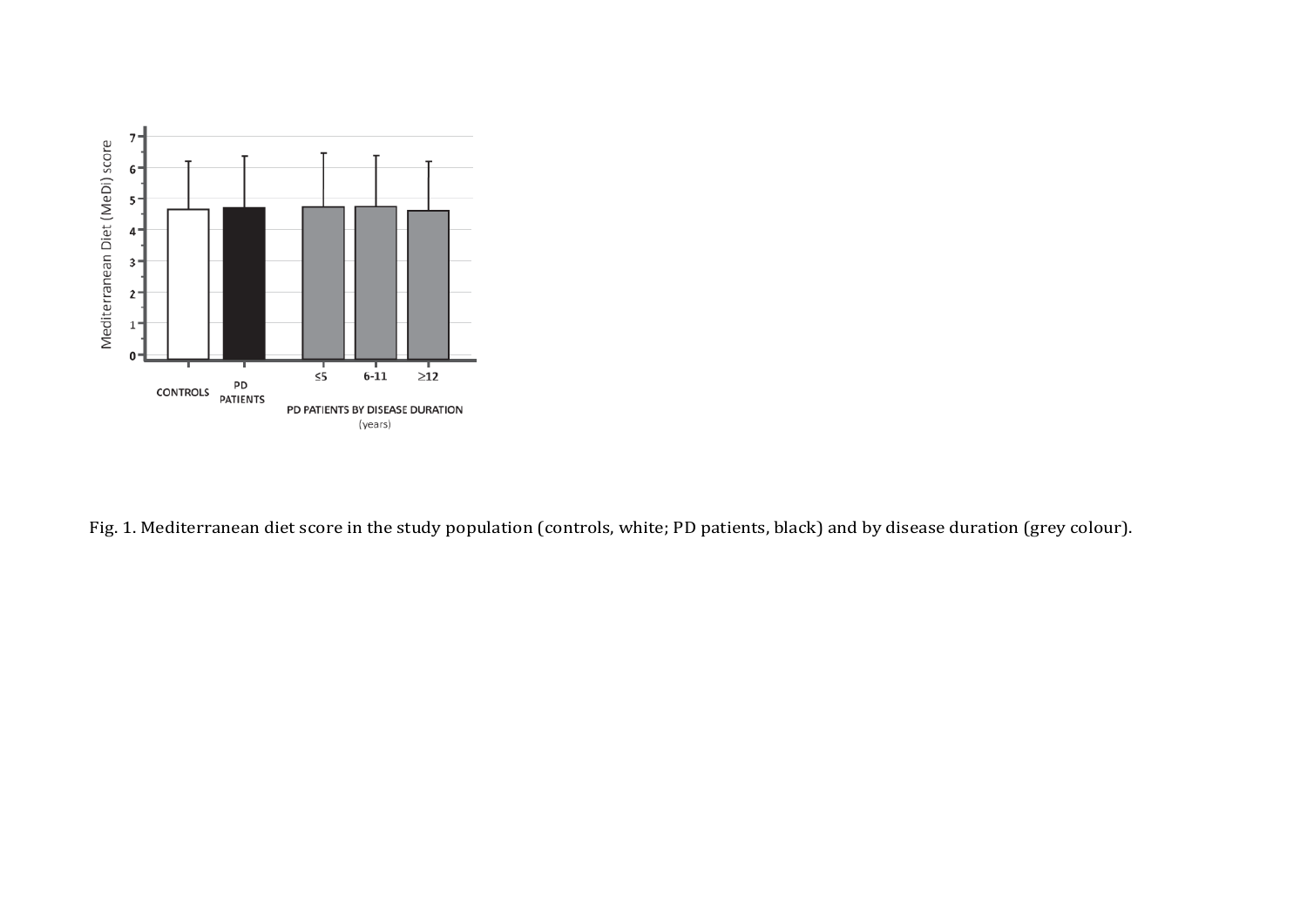Fig. 1. Mediterranean diet score in the study population (controls, white; PD patients, black) and by disease duration (grey colour).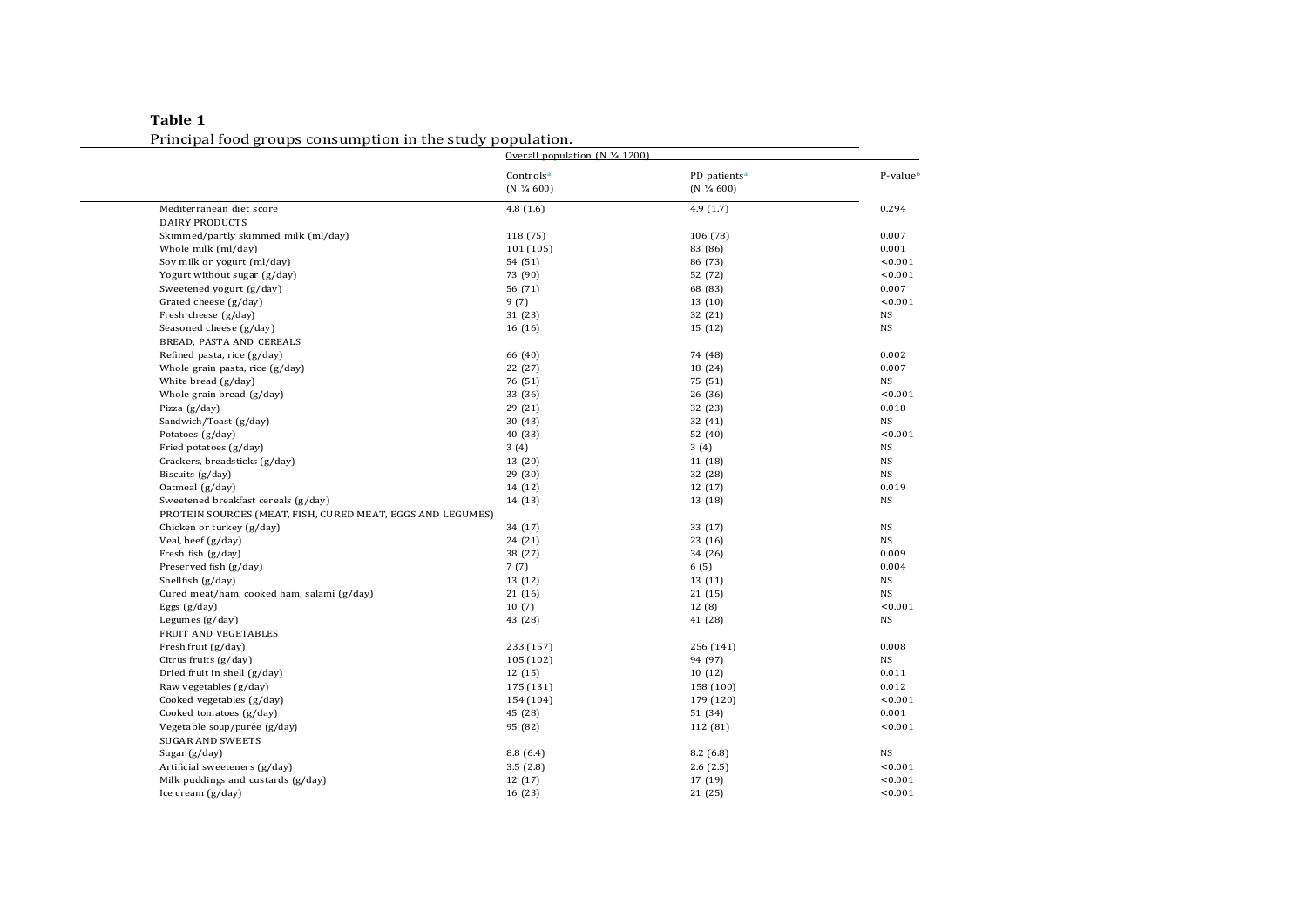**Table 1**

Principal food groups consumption in the study population.

| | Overall population (N ¼ 1200) | | |
|---|---|---|---|
| | Controls[a] (N ¼ 600) | PD patients[a] (N ¼ 600) | P-value[b] |
| Mediterranean diet score | 4.8 (1.6) | 4.9 (1.7) | 0.294 |
| DAIRY PRODUCTS | | | |
| Skimmed/partly skimmed milk (ml/day) | 118 (75) | 106 (78) | 0.007 |
| Whole milk (ml/day) | 101 (105) | 83 (86) | 0.001 |
| Soy milk or yogurt (ml/day) | 54 (51) | 86 (73) | <0.001 |
| Yogurt without sugar (g/day) | 73 (90) | 52 (72) | <0.001 |
| Sweetened yogurt (g/day) | 56 (71) | 68 (83) | 0.007 |
| Grated cheese (g/day) | 9 (7) | 13 (10) | <0.001 |
| Fresh cheese (g/day) | 31 (23) | 32 (21) | NS |
| Seasoned cheese (g/day) | 16 (16) | 15 (12) | NS |
| BREAD, PASTA AND CEREALS | | | |
| Refined pasta, rice (g/day) | 66 (40) | 74 (48) | 0.002 |
| Whole grain pasta, rice (g/day) | 22 (27) | 18 (24) | 0.007 |
| White bread (g/day) | 76 (51) | 75 (51) | NS |
| Whole grain bread (g/day) | 33 (36) | 26 (36) | <0.001 |
| Pizza (g/day) | 29 (21) | 32 (23) | 0.018 |
| Sandwich/Toast (g/day) | 30 (43) | 32 (41) | NS |
| Potatoes (g/day) | 40 (33) | 52 (40) | <0.001 |
| Fried potatoes (g/day) | 3 (4) | 3 (4) | NS |
| Crackers, breadsticks (g/day) | 13 (20) | 11 (18) | NS |
| Biscuits (g/day) | 29 (30) | 32 (28) | NS |
| Oatmeal (g/day) | 14 (12) | 12 (17) | 0.019 |
| Sweetened breakfast cereals (g/day) | 14 (13) | 13 (18) | NS |
| PROTEIN SOURCES (MEAT, FISH, CURED MEAT, EGGS AND LEGUMES) | | | |
| Chicken or turkey (g/day) | 34 (17) | 33 (17) | NS |
| Veal, beef (g/day) | 24 (21) | 23 (16) | NS |
| Fresh fish (g/day) | 38 (27) | 34 (26) | 0.009 |
| Preserved fish (g/day) | 7 (7) | 6 (5) | 0.004 |
| Shellfish (g/day) | 13 (12) | 13 (11) | NS |
| Cured meat/ham, cooked ham, salami (g/day) | 21 (16) | 21 (15) | NS |
| Eggs (g/day) | 10 (7) | 12 (8) | <0.001 |
| Legumes (g/day) | 43 (28) | 41 (28) | NS |
| FRUIT AND VEGETABLES | | | |
| Fresh fruit (g/day) | 233 (157) | 256 (141) | 0.008 |
| Citrus fruits (g/day) | 105 (102) | 94 (97) | NS |
| Dried fruit in shell (g/day) | 12 (15) | 10 (12) | 0.011 |
| Raw vegetables (g/day) | 175 (131) | 158 (100) | 0.012 |
| Cooked vegetables (g/day) | 154 (104) | 179 (120) | <0.001 |
| Cooked tomatoes (g/day) | 45 (28) | 51 (34) | 0.001 |
| Vegetable soup/purée (g/day) | 95 (82) | 112 (81) | <0.001 |
| SUGAR AND SWEETS | | | |
| Sugar (g/day) | 8.8 (6.4) | 8.2 (6.8) | NS |
| Artificial sweeteners (g/day) | 3.5 (2.8) | 2.6 (2.5) | <0.001 |
| Milk puddings and custards (g/day) | 12 (17) | 17 (19) | <0.001 |
| Ice cream (g/day) | 16 (23) | 21 (25) | <0.001 |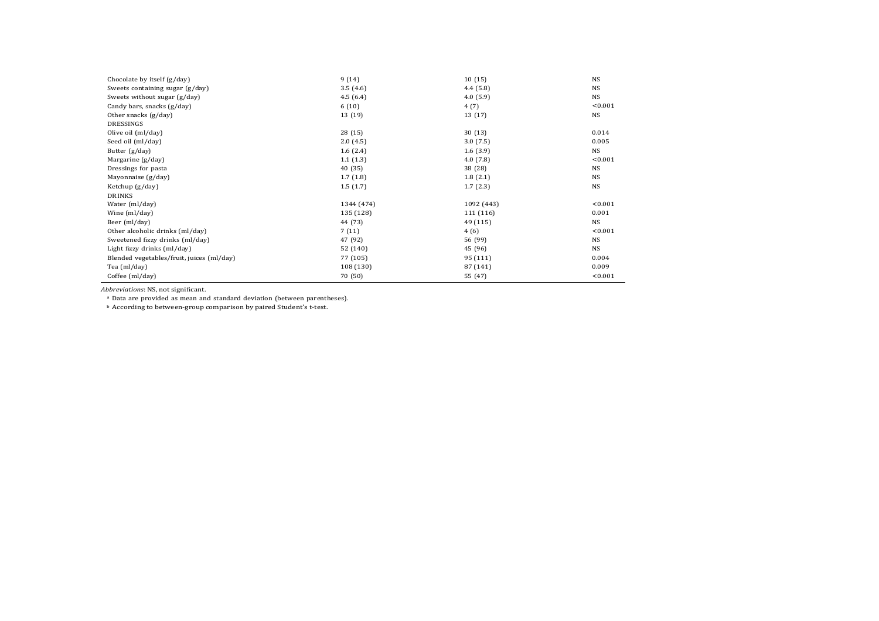| | | | |
|---|---|---|---|
| Chocolate by itself (g/day) | 9 (14) | 10 (15) | NS |
| Sweets containing sugar (g/day) | 3.5 (4.6) | 4.4 (5.8) | NS |
| Sweets without sugar (g/day) | 4.5 (6.4) | 4.0 (5.9) | NS |
| Candy bars, snacks (g/day) | 6 (10) | 4 (7) | <0.001 |
| Other snacks (g/day) | 13 (19) | 13 (17) | NS |
| DRESSINGS | | | |
| Olive oil (ml/day) | 28 (15) | 30 (13) | 0.014 |
| Seed oil (ml/day) | 2.0 (4.5) | 3.0 (7.5) | 0.005 |
| Butter (g/day) | 1.6 (2.4) | 1.6 (3.9) | NS |
| Margarine (g/day) | 1.1 (1.3) | 4.0 (7.8) | <0.001 |
| Dressings for pasta | 40 (35) | 38 (28) | NS |
| Mayonnaise (g/day) | 1.7 (1.8) | 1.8 (2.1) | NS |
| Ketchup (g/day) | 1.5 (1.7) | 1.7 (2.3) | NS |
| DRINKS | | | |
| Water (ml/day) | 1344 (474) | 1092 (443) | <0.001 |
| Wine (ml/day) | 135 (128) | 111 (116) | 0.001 |
| Beer (ml/day) | 44 (73) | 49 (115) | NS |
| Other alcoholic drinks (ml/day) | 7 (11) | 4 (6) | <0.001 |
| Sweetened fizzy drinks (ml/day) | 47 (92) | 56 (99) | NS |
| Light fizzy drinks (ml/day) | 52 (140) | 45 (96) | NS |
| Blended vegetables/fruit, juices (ml/day) | 77 (105) | 95 (111) | 0.004 |
| Tea (ml/day) | 108 (130) | 87 (141) | 0.009 |
| Coffee (ml/day) | 70 (50) | 55 (47) | <0.001 |

*Abbreviations*: NS, not significant.

[a] Data are provided as mean and standard deviation (between parentheses).

[b] According to between-group comparison by paired Student's t-test.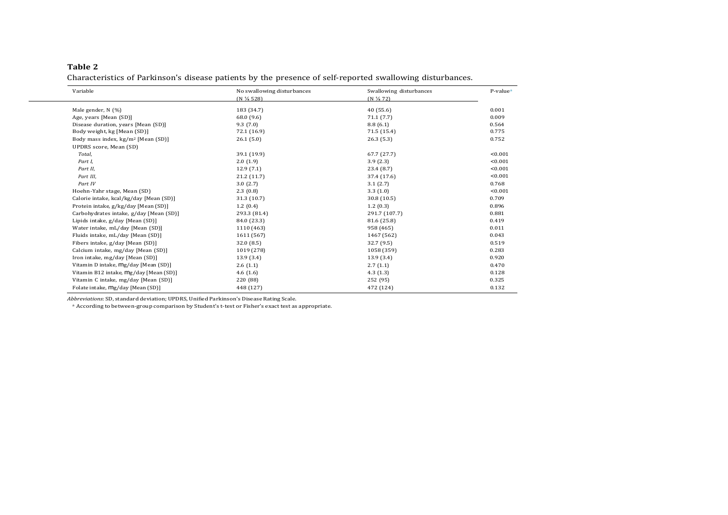**Table 2**

Characteristics of Parkinson's disease patients by the presence of self-reported swallowing disturbances.

| Variable | No swallowing disturbances (N ¼ 528) | Swallowing disturbances (N ¼ 72) | P-value[a] |
|---|---|---|---|
| Male gender, N (%) | 183 (34.7) | 40 (55.6) | 0.001 |
| Age, years [Mean (SD)] | 68.0 (9.6) | 71.1 (7.7) | 0.009 |
| Disease duration, years [Mean (SD)] | 9.3 (7.0) | 8.8 (6.1) | 0.564 |
| Body weight, kg [Mean (SD)] | 72.1 (16.9) | 71.5 (15.4) | 0.775 |
| Body mass index, kg/m$^2$ [Mean (SD)] | 26.1 (5.0) | 26.3 (5.3) | 0.752 |
| UPDRS score, Mean (SD) | | | |
| *Total,* | 39.1 (19.9) | 67.7 (27.7) | <0.001 |
| *Part I,* | 2.0 (1.9) | 3.9 (2.3) | <0.001 |
| *Part II,* | 12.9 (7.1) | 23.4 (8.7) | <0.001 |
| *Part III,* | 21.2 (11.7) | 37.4 (17.6) | <0.001 |
| *Part IV* | 3.0 (2.7) | 3.1 (2.7) | 0.768 |
| Hoehn-Yahr stage, Mean (SD) | 2.3 (0.8) | 3.3 (1.0) | <0.001 |
| Calorie intake, kcal/kg/day [Mean (SD)] | 31.3 (10.7) | 30.8 (10.5) | 0.709 |
| Protein intake, g/kg/day [Mean (SD)] | 1.2 (0.4) | 1.2 (0.3) | 0.896 |
| Carbohydrates intake, g/day [Mean (SD)] | 293.3 (81.4) | 291.7 (107.7) | 0.881 |
| Lipids intake, g/day [Mean (SD)] | 84.0 (23.3) | 81.6 (25.8) | 0.419 |
| Water intake, mL/day [Mean (SD)] | 1110 (463) | 958 (465) | 0.011 |
| Fluids intake, mL/day [Mean (SD)] | 1611 (567) | 1467 (562) | 0.043 |
| Fibers intake, g/day [Mean (SD)] | 32.0 (8.5) | 32.7 (9.5) | 0.519 |
| Calcium intake, mg/day [Mean (SD)] | 1019 (278) | 1058 (359) | 0.283 |
| Iron intake, mg/day [Mean (SD)] | 13.9 (3.4) | 13.9 (3.4) | 0.920 |
| Vitamin D intake, mg/day [Mean (SD)] | 2.6 (1.1) | 2.7 (1.1) | 0.470 |
| Vitamin B12 intake, mg/day [Mean (SD)] | 4.6 (1.6) | 4.3 (1.3) | 0.128 |
| Vitamin C intake, mg/day [Mean (SD)] | 220 (88) | 252 (95) | 0.325 |
| Folate intake, mg/day [Mean (SD)] | 448 (127) | 472 (124) | 0.132 |

*Abbreviations*: SD, standard deviation; UPDRS, Unified Parkinson's Disease Rating Scale.

[a] According to between-group comparison by Student's t-test or Fisher's exact test as appropriate.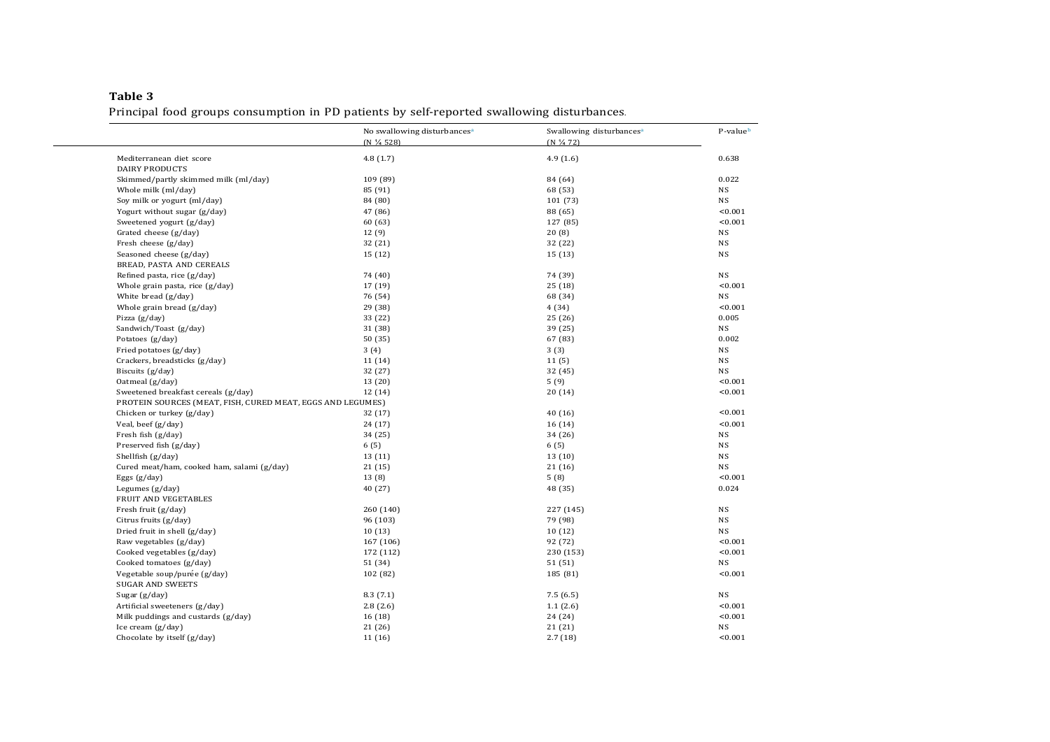**Table 3**

Principal food groups consumption in PD patients by self-reported swallowing disturbances.

| | No swallowing disturbances[a] (N ¼ 528) | Swallowing disturbances[a] (N ¼ 72) | P-value[b] |
|---|---|---|---|
| Mediterranean diet score | 4.8 (1.7) | 4.9 (1.6) | 0.638 |
| DAIRY PRODUCTS | | | |
| Skimmed/partly skimmed milk (ml/day) | 109 (89) | 84 (64) | 0.022 |
| Whole milk (ml/day) | 85 (91) | 68 (53) | NS |
| Soy milk or yogurt (ml/day) | 84 (80) | 101 (73) | NS |
| Yogurt without sugar (g/day) | 47 (86) | 88 (65) | <0.001 |
| Sweetened yogurt (g/day) | 60 (63) | 127 (85) | <0.001 |
| Grated cheese (g/day) | 12 (9) | 20 (8) | NS |
| Fresh cheese (g/day) | 32 (21) | 32 (22) | NS |
| Seasoned cheese (g/day) | 15 (12) | 15 (13) | NS |
| BREAD, PASTA AND CEREALS | | | |
| Refined pasta, rice (g/day) | 74 (40) | 74 (39) | NS |
| Whole grain pasta, rice (g/day) | 17 (19) | 25 (18) | <0.001 |
| White bread (g/day) | 76 (54) | 68 (34) | NS |
| Whole grain bread (g/day) | 29 (38) | 4 (34) | <0.001 |
| Pizza (g/day) | 33 (22) | 25 (26) | 0.005 |
| Sandwich/Toast (g/day) | 31 (38) | 39 (25) | NS |
| Potatoes (g/day) | 50 (35) | 67 (83) | 0.002 |
| Fried potatoes (g/day) | 3 (4) | 3 (3) | NS |
| Crackers, breadsticks (g/day) | 11 (14) | 11 (5) | NS |
| Biscuits (g/day) | 32 (27) | 32 (45) | NS |
| Oatmeal (g/day) | 13 (20) | 5 (9) | <0.001 |
| Sweetened breakfast cereals (g/day) | 12 (14) | 20 (14) | <0.001 |
| PROTEIN SOURCES (MEAT, FISH, CURED MEAT, EGGS AND LEGUMES) | | | |
| Chicken or turkey (g/day) | 32 (17) | 40 (16) | <0.001 |
| Veal, beef (g/day) | 24 (17) | 16 (14) | <0.001 |
| Fresh fish (g/day) | 34 (25) | 34 (26) | NS |
| Preserved fish (g/day) | 6 (5) | 6 (5) | NS |
| Shellfish (g/day) | 13 (11) | 13 (10) | NS |
| Cured meat/ham, cooked ham, salami (g/day) | 21 (15) | 21 (16) | NS |
| Eggs (g/day) | 13 (8) | 5 (8) | <0.001 |
| Legumes (g/day) | 40 (27) | 48 (35) | 0.024 |
| FRUIT AND VEGETABLES | | | |
| Fresh fruit (g/day) | 260 (140) | 227 (145) | NS |
| Citrus fruits (g/day) | 96 (103) | 79 (98) | NS |
| Dried fruit in shell (g/day) | 10 (13) | 10 (12) | NS |
| Raw vegetables (g/day) | 167 (106) | 92 (72) | <0.001 |
| Cooked vegetables (g/day) | 172 (112) | 230 (153) | <0.001 |
| Cooked tomatoes (g/day) | 51 (34) | 51 (51) | NS |
| Vegetable soup/purée (g/day) | 102 (82) | 185 (81) | <0.001 |
| SUGAR AND SWEETS | | | |
| Sugar (g/day) | 8.3 (7.1) | 7.5 (6.5) | NS |
| Artificial sweeteners (g/day) | 2.8 (2.6) | 1.1 (2.6) | <0.001 |
| Milk puddings and custards (g/day) | 16 (18) | 24 (24) | <0.001 |
| Ice cream (g/day) | 21 (26) | 21 (21) | NS |
| Chocolate by itself (g/day) | 11 (16) | 2.7 (18) | <0.001 |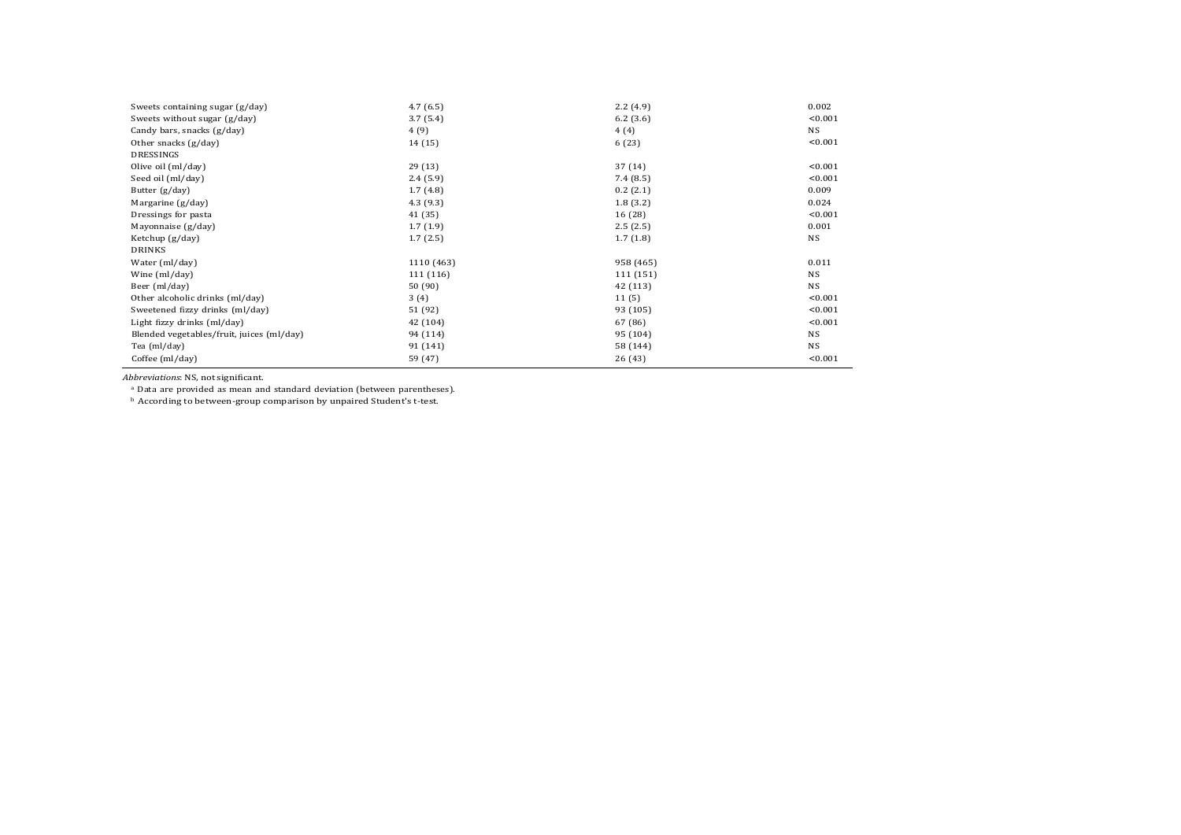| | | | |
|---|---|---|---|
| Sweets containing sugar (g/day) | 4.7 (6.5) | 2.2 (4.9) | 0.002 |
| Sweets without sugar (g/day) | 3.7 (5.4) | 6.2 (3.6) | <0.001 |
| Candy bars, snacks (g/day) | 4 (9) | 4 (4) | NS |
| Other snacks (g/day) | 14 (15) | 6 (23) | <0.001 |
| DRESSINGS | | | |
| Olive oil (ml/day) | 29 (13) | 37 (14) | <0.001 |
| Seed oil (ml/day) | 2.4 (5.9) | 7.4 (8.5) | <0.001 |
| Butter (g/day) | 1.7 (4.8) | 0.2 (2.1) | 0.009 |
| Margarine (g/day) | 4.3 (9.3) | 1.8 (3.2) | 0.024 |
| Dressings for pasta | 41 (35) | 16 (28) | <0.001 |
| Mayonnaise (g/day) | 1.7 (1.9) | 2.5 (2.5) | 0.001 |
| Ketchup (g/day) | 1.7 (2.5) | 1.7 (1.8) | NS |
| DRINKS | | | |
| Water (ml/day) | 1110 (463) | 958 (465) | 0.011 |
| Wine (ml/day) | 111 (116) | 111 (151) | NS |
| Beer (ml/day) | 50 (90) | 42 (113) | NS |
| Other alcoholic drinks (ml/day) | 3 (4) | 11 (5) | <0.001 |
| Sweetened fizzy drinks (ml/day) | 51 (92) | 93 (105) | <0.001 |
| Light fizzy drinks (ml/day) | 42 (104) | 67 (86) | <0.001 |
| Blended vegetables/fruit, juices (ml/day) | 94 (114) | 95 (104) | NS |
| Tea (ml/day) | 91 (141) | 58 (144) | NS |
| Coffee (ml/day) | 59 (47) | 26 (43) | <0.001 |

*Abbreviations*: NS, not significant.

[a] Data are provided as mean and standard deviation (between parentheses).

[b] According to between-group comparison by unpaired Student's t-test.